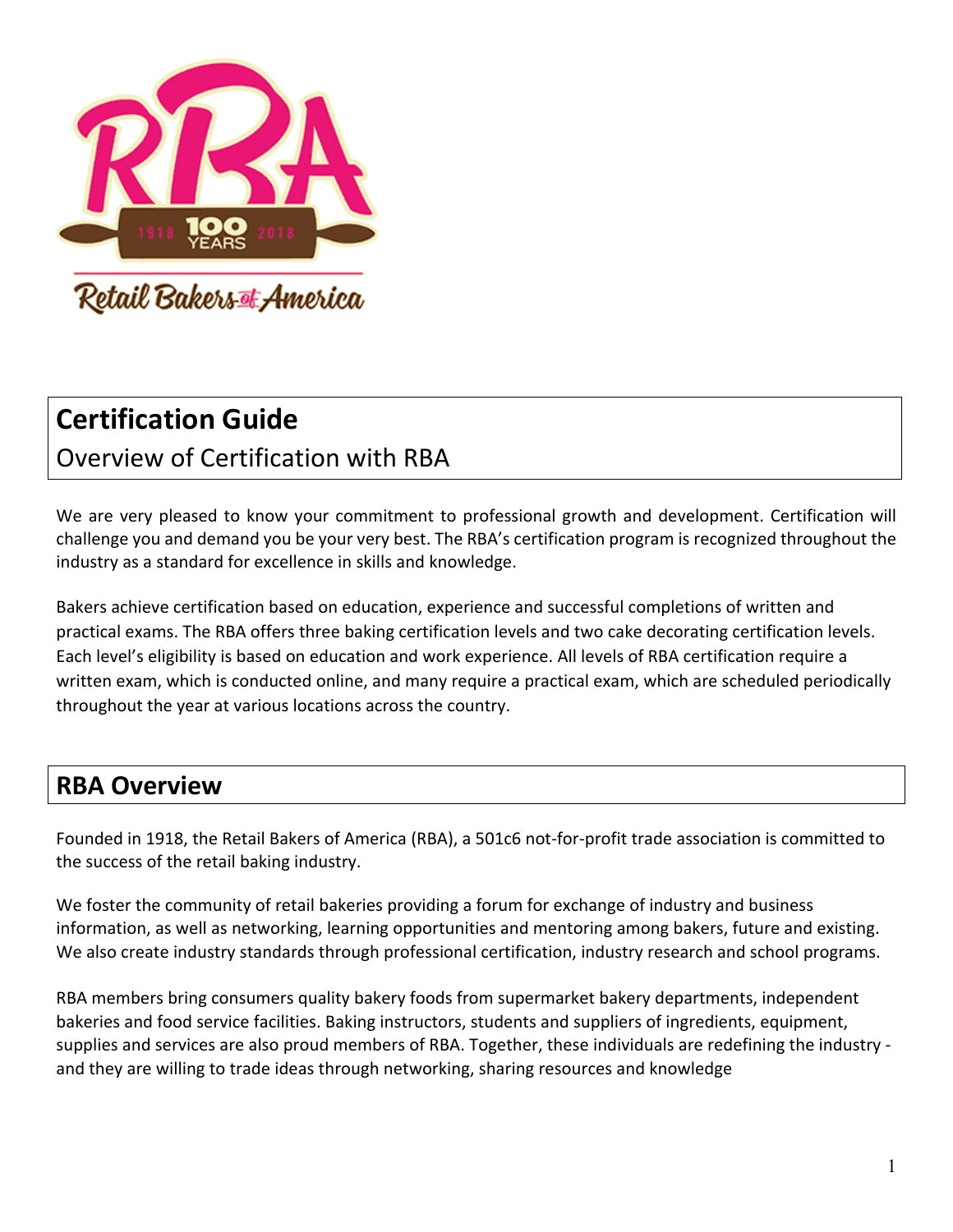# Certification Guide

## Overview of Certification with RBA

We are very pleased to know your commitment to professional growth and development. Certification will challenge you and demand you be your very best. The RBA's certification program is recognized throughout the industry as a standard for excellence in skills and knowledge.

Bakers achieve certification based on education, experience and successful completions of written and practical exams. The RBA offers three baking certification levels and two cake decorating certification levels. Each level's eligibility is based on education and work experience. All levels of RBA certification require a written exam, which is conducted online, and many require a practical exam, which are scheduled periodically throughout the year at various locations across the country.

## RBA Overview

Founded in 1918, the Retail Bakers of America (RBA), a 501c6 not-for-profit trade association is committed to the success of the retail baking industry.

We foster the community of retail bakeries providing a forum for exchange of industry and business information, as well as networking, learning opportunities and mentoring among bakers, future and existing. We also create industry standards through professional certification, industry research and school programs.

RBA members bring consumers quality bakery foods from supermarket bakery departments, independent bakeries and food service facilities. Baking instructors, students and suppliers of ingredients, equipment, supplies and services are also proud members of RBA. Together, these individuals are redefining the industry - and they are willing to trade ideas through networking, sharing resources and knowledge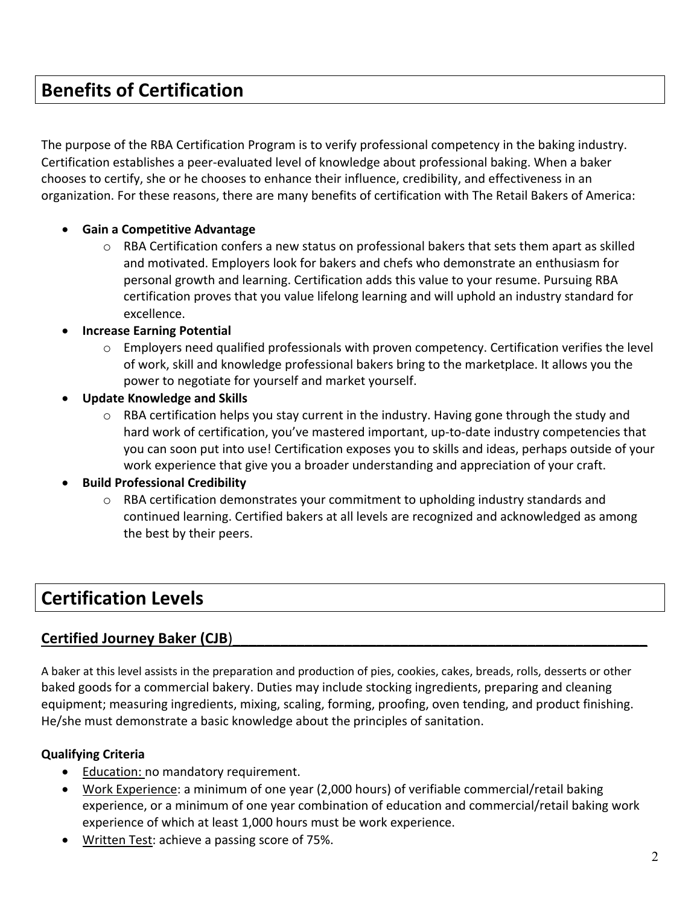## Benefits of Certification

The purpose of the RBA Certification Program is to verify professional competency in the baking industry. Certification establishes a peer-evaluated level of knowledge about professional baking. When a baker chooses to certify, she or he chooses to enhance their influence, credibility, and effectiveness in an organization. For these reasons, there are many benefits of certification with The Retail Bakers of America:

- **Gain a Competitive Advantage**
  - RBA Certification confers a new status on professional bakers that sets them apart as skilled and motivated. Employers look for bakers and chefs who demonstrate an enthusiasm for personal growth and learning. Certification adds this value to your resume. Pursuing RBA certification proves that you value lifelong learning and will uphold an industry standard for excellence.
- **Increase Earning Potential**
  - Employers need qualified professionals with proven competency. Certification verifies the level of work, skill and knowledge professional bakers bring to the marketplace. It allows you the power to negotiate for yourself and market yourself.
- **Update Knowledge and Skills**
  - RBA certification helps you stay current in the industry. Having gone through the study and hard work of certification, you've mastered important, up-to-date industry competencies that you can soon put into use! Certification exposes you to skills and ideas, perhaps outside of your work experience that give you a broader understanding and appreciation of your craft.
- **Build Professional Credibility**
  - RBA certification demonstrates your commitment to upholding industry standards and continued learning. Certified bakers at all levels are recognized and acknowledged as among the best by their peers.

## Certification Levels

### Certified Journey Baker (CJB)

A baker at this level assists in the preparation and production of pies, cookies, cakes, breads, rolls, desserts or other baked goods for a commercial bakery. Duties may include stocking ingredients, preparing and cleaning equipment; measuring ingredients, mixing, scaling, forming, proofing, oven tending, and product finishing. He/she must demonstrate a basic knowledge about the principles of sanitation.

**Qualifying Criteria**

- Education: no mandatory requirement.
- Work Experience: a minimum of one year (2,000 hours) of verifiable commercial/retail baking experience, or a minimum of one year combination of education and commercial/retail baking work experience of which at least 1,000 hours must be work experience.
- Written Test: achieve a passing score of 75%.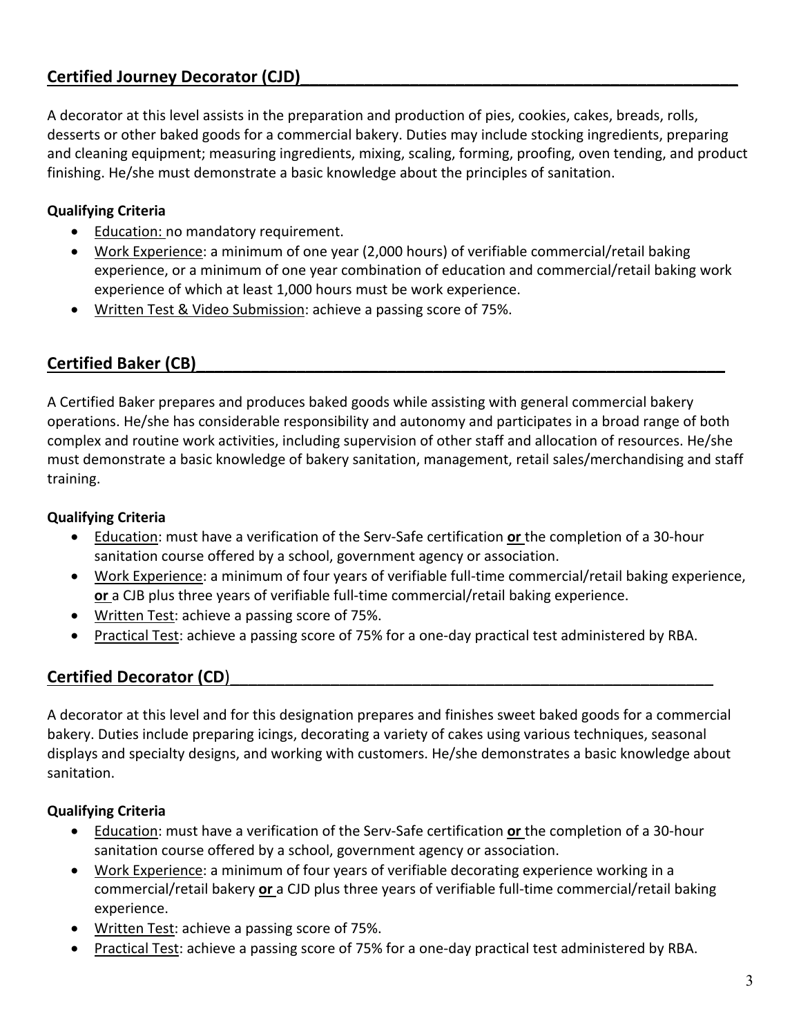## Certified Journey Decorator (CJD)

A decorator at this level assists in the preparation and production of pies, cookies, cakes, breads, rolls, desserts or other baked goods for a commercial bakery. Duties may include stocking ingredients, preparing and cleaning equipment; measuring ingredients, mixing, scaling, forming, proofing, oven tending, and product finishing. He/she must demonstrate a basic knowledge about the principles of sanitation.

**Qualifying Criteria**

- Education: no mandatory requirement.
- Work Experience: a minimum of one year (2,000 hours) of verifiable commercial/retail baking experience, or a minimum of one year combination of education and commercial/retail baking work experience of which at least 1,000 hours must be work experience.
- Written Test & Video Submission: achieve a passing score of 75%.

## Certified Baker (CB)

A Certified Baker prepares and produces baked goods while assisting with general commercial bakery operations. He/she has considerable responsibility and autonomy and participates in a broad range of both complex and routine work activities, including supervision of other staff and allocation of resources. He/she must demonstrate a basic knowledge of bakery sanitation, management, retail sales/merchandising and staff training.

**Qualifying Criteria**

- Education: must have a verification of the Serv-Safe certification **or** the completion of a 30-hour sanitation course offered by a school, government agency or association.
- Work Experience: a minimum of four years of verifiable full-time commercial/retail baking experience, **or** a CJB plus three years of verifiable full-time commercial/retail baking experience.
- Written Test: achieve a passing score of 75%.
- Practical Test: achieve a passing score of 75% for a one-day practical test administered by RBA.

## Certified Decorator (CD)

A decorator at this level and for this designation prepares and finishes sweet baked goods for a commercial bakery. Duties include preparing icings, decorating a variety of cakes using various techniques, seasonal displays and specialty designs, and working with customers. He/she demonstrates a basic knowledge about sanitation.

**Qualifying Criteria**

- Education: must have a verification of the Serv-Safe certification **or** the completion of a 30-hour sanitation course offered by a school, government agency or association.
- Work Experience: a minimum of four years of verifiable decorating experience working in a commercial/retail bakery **or** a CJD plus three years of verifiable full-time commercial/retail baking experience.
- Written Test: achieve a passing score of 75%.
- Practical Test: achieve a passing score of 75% for a one-day practical test administered by RBA.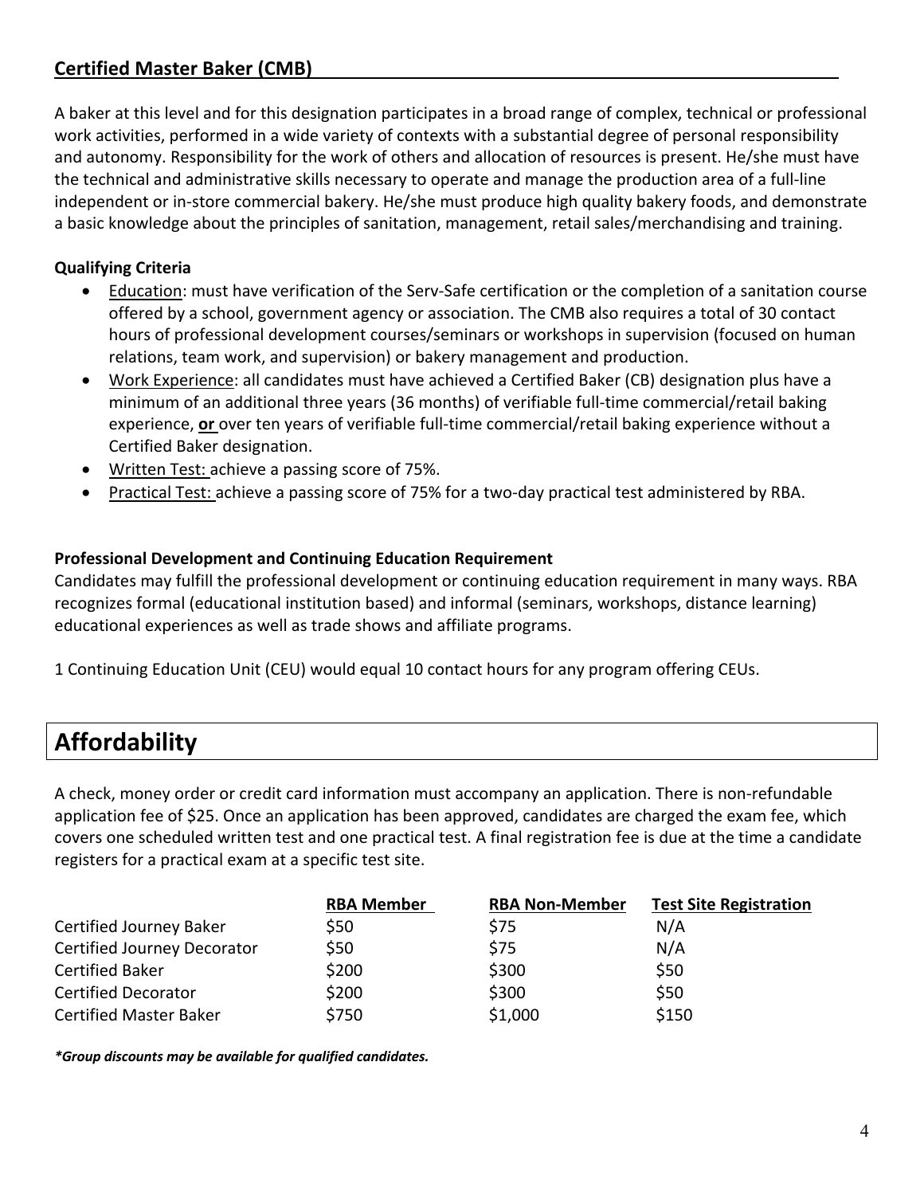## Certified Master Baker (CMB)

A baker at this level and for this designation participates in a broad range of complex, technical or professional work activities, performed in a wide variety of contexts with a substantial degree of personal responsibility and autonomy. Responsibility for the work of others and allocation of resources is present. He/she must have the technical and administrative skills necessary to operate and manage the production area of a full-line independent or in-store commercial bakery. He/she must produce high quality bakery foods, and demonstrate a basic knowledge about the principles of sanitation, management, retail sales/merchandising and training.

### Qualifying Criteria

- Education: must have verification of the Serv-Safe certification or the completion of a sanitation course offered by a school, government agency or association. The CMB also requires a total of 30 contact hours of professional development courses/seminars or workshops in supervision (focused on human relations, team work, and supervision) or bakery management and production.
- Work Experience: all candidates must have achieved a Certified Baker (CB) designation plus have a minimum of an additional three years (36 months) of verifiable full-time commercial/retail baking experience, **or** over ten years of verifiable full-time commercial/retail baking experience without a Certified Baker designation.
- Written Test: achieve a passing score of 75%.
- Practical Test: achieve a passing score of 75% for a two-day practical test administered by RBA.

### Professional Development and Continuing Education Requirement

Candidates may fulfill the professional development or continuing education requirement in many ways. RBA recognizes formal (educational institution based) and informal (seminars, workshops, distance learning) educational experiences as well as trade shows and affiliate programs.

1 Continuing Education Unit (CEU) would equal 10 contact hours for any program offering CEUs.

# Affordability

A check, money order or credit card information must accompany an application. There is non-refundable application fee of $25. Once an application has been approved, candidates are charged the exam fee, which covers one scheduled written test and one practical test. A final registration fee is due at the time a candidate registers for a practical exam at a specific test site.

| | RBA Member | RBA Non-Member | Test Site Registration |
|---|---|---|---|
| Certified Journey Baker | $50 | $75 | N/A |
| Certified Journey Decorator | $50 | $75 | N/A |
| Certified Baker | $200 | $300 | $50 |
| Certified Decorator | $200 | $300 | $50 |
| Certified Master Baker | $750 | $1,000 | $150 |

***Group discounts may be available for qualified candidates.***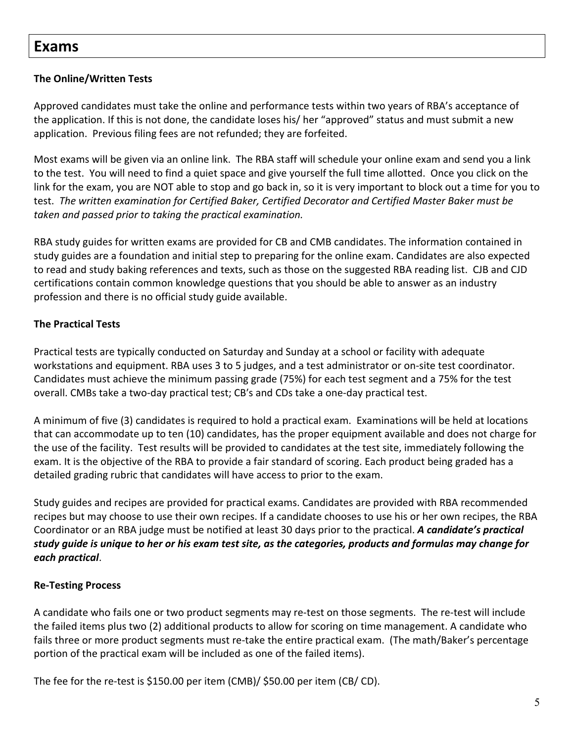# Exams

### The Online/Written Tests

Approved candidates must take the online and performance tests within two years of RBA's acceptance of the application. If this is not done, the candidate loses his/ her "approved" status and must submit a new application. Previous filing fees are not refunded; they are forfeited.

Most exams will be given via an online link. The RBA staff will schedule your online exam and send you a link to the test. You will need to find a quiet space and give yourself the full time allotted. Once you click on the link for the exam, you are NOT able to stop and go back in, so it is very important to block out a time for you to test. *The written examination for Certified Baker, Certified Decorator and Certified Master Baker must be taken and passed prior to taking the practical examination.*

RBA study guides for written exams are provided for CB and CMB candidates. The information contained in study guides are a foundation and initial step to preparing for the online exam. Candidates are also expected to read and study baking references and texts, such as those on the suggested RBA reading list. CJB and CJD certifications contain common knowledge questions that you should be able to answer as an industry profession and there is no official study guide available.

### The Practical Tests

Practical tests are typically conducted on Saturday and Sunday at a school or facility with adequate workstations and equipment. RBA uses 3 to 5 judges, and a test administrator or on-site test coordinator. Candidates must achieve the minimum passing grade (75%) for each test segment and a 75% for the test overall. CMBs take a two-day practical test; CB's and CDs take a one-day practical test.

A minimum of five (3) candidates is required to hold a practical exam. Examinations will be held at locations that can accommodate up to ten (10) candidates, has the proper equipment available and does not charge for the use of the facility. Test results will be provided to candidates at the test site, immediately following the exam. It is the objective of the RBA to provide a fair standard of scoring. Each product being graded has a detailed grading rubric that candidates will have access to prior to the exam.

Study guides and recipes are provided for practical exams. Candidates are provided with RBA recommended recipes but may choose to use their own recipes. If a candidate chooses to use his or her own recipes, the RBA Coordinator or an RBA judge must be notified at least 30 days prior to the practical. ***A candidate's practical study guide is unique to her or his exam test site, as the categories, products and formulas may change for each practical***.

### Re-Testing Process

A candidate who fails one or two product segments may re-test on those segments. The re-test will include the failed items plus two (2) additional products to allow for scoring on time management. A candidate who fails three or more product segments must re-take the entire practical exam. (The math/Baker's percentage portion of the practical exam will be included as one of the failed items).

The fee for the re-test is $150.00 per item (CMB)/ $50.00 per item (CB/ CD).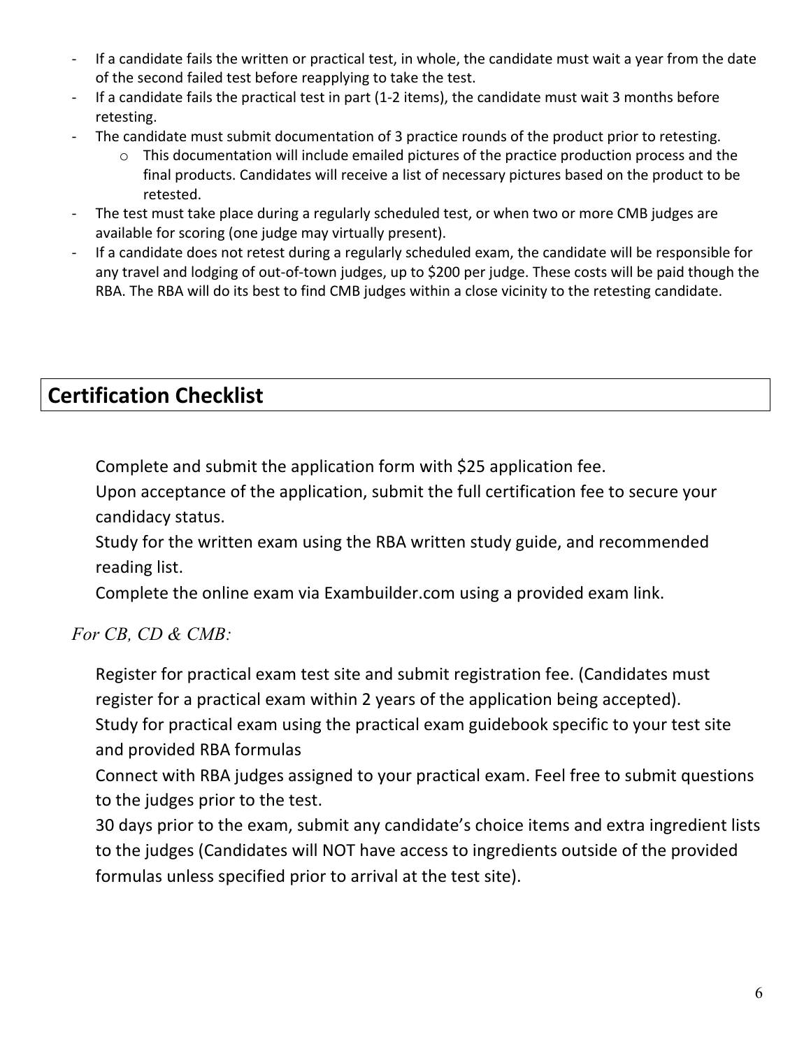- If a candidate fails the written or practical test, in whole, the candidate must wait a year from the date of the second failed test before reapplying to take the test.
- If a candidate fails the practical test in part (1-2 items), the candidate must wait 3 months before retesting.
- The candidate must submit documentation of 3 practice rounds of the product prior to retesting.
  - This documentation will include emailed pictures of the practice production process and the final products. Candidates will receive a list of necessary pictures based on the product to be retested.
- The test must take place during a regularly scheduled test, or when two or more CMB judges are available for scoring (one judge may virtually present).
- If a candidate does not retest during a regularly scheduled exam, the candidate will be responsible for any travel and lodging of out-of-town judges, up to $200 per judge. These costs will be paid though the RBA. The RBA will do its best to find CMB judges within a close vicinity to the retesting candidate.

## Certification Checklist

- Complete and submit the application form with $25 application fee.
- Upon acceptance of the application, submit the full certification fee to secure your candidacy status.
- Study for the written exam using the RBA written study guide, and recommended reading list.
- Complete the online exam via Exambuilder.com using a provided exam link.

*For CB, CD & CMB:*

- Register for practical exam test site and submit registration fee. (Candidates must register for a practical exam within 2 years of the application being accepted).
- Study for practical exam using the practical exam guidebook specific to your test site and provided RBA formulas
- Connect with RBA judges assigned to your practical exam. Feel free to submit questions to the judges prior to the test.
- 30 days prior to the exam, submit any candidate's choice items and extra ingredient lists to the judges (Candidates will NOT have access to ingredients outside of the provided formulas unless specified prior to arrival at the test site).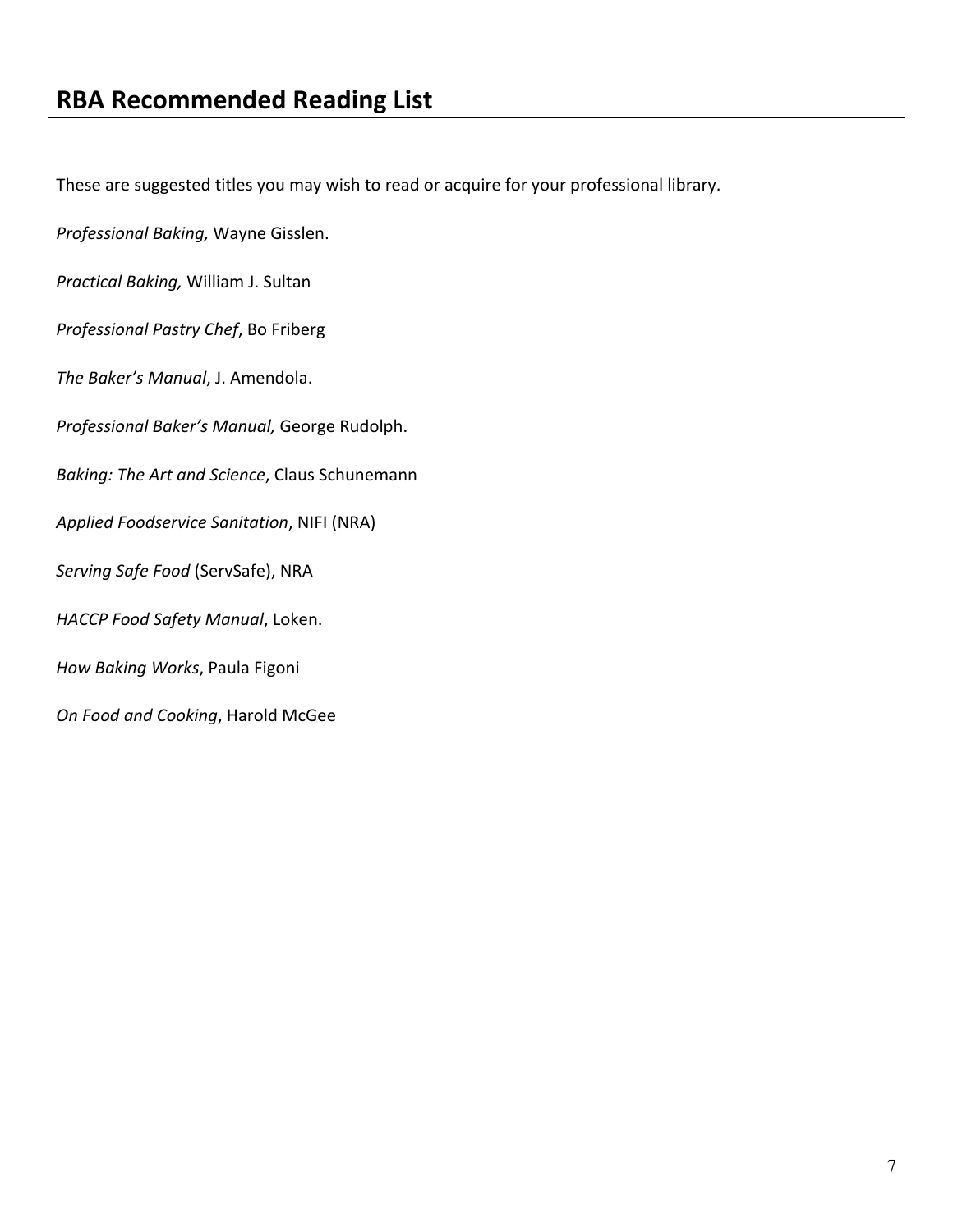# RBA Recommended Reading List

These are suggested titles you may wish to read or acquire for your professional library.

*Professional Baking,* Wayne Gisslen.

*Practical Baking,* William J. Sultan

*Professional Pastry Chef*, Bo Friberg

*The Baker's Manual*, J. Amendola.

*Professional Baker's Manual,* George Rudolph.

*Baking: The Art and Science*, Claus Schunemann

*Applied Foodservice Sanitation*, NIFI (NRA)

*Serving Safe Food* (ServSafe), NRA

*HACCP Food Safety Manual*, Loken.

*How Baking Works*, Paula Figoni

*On Food and Cooking*, Harold McGee